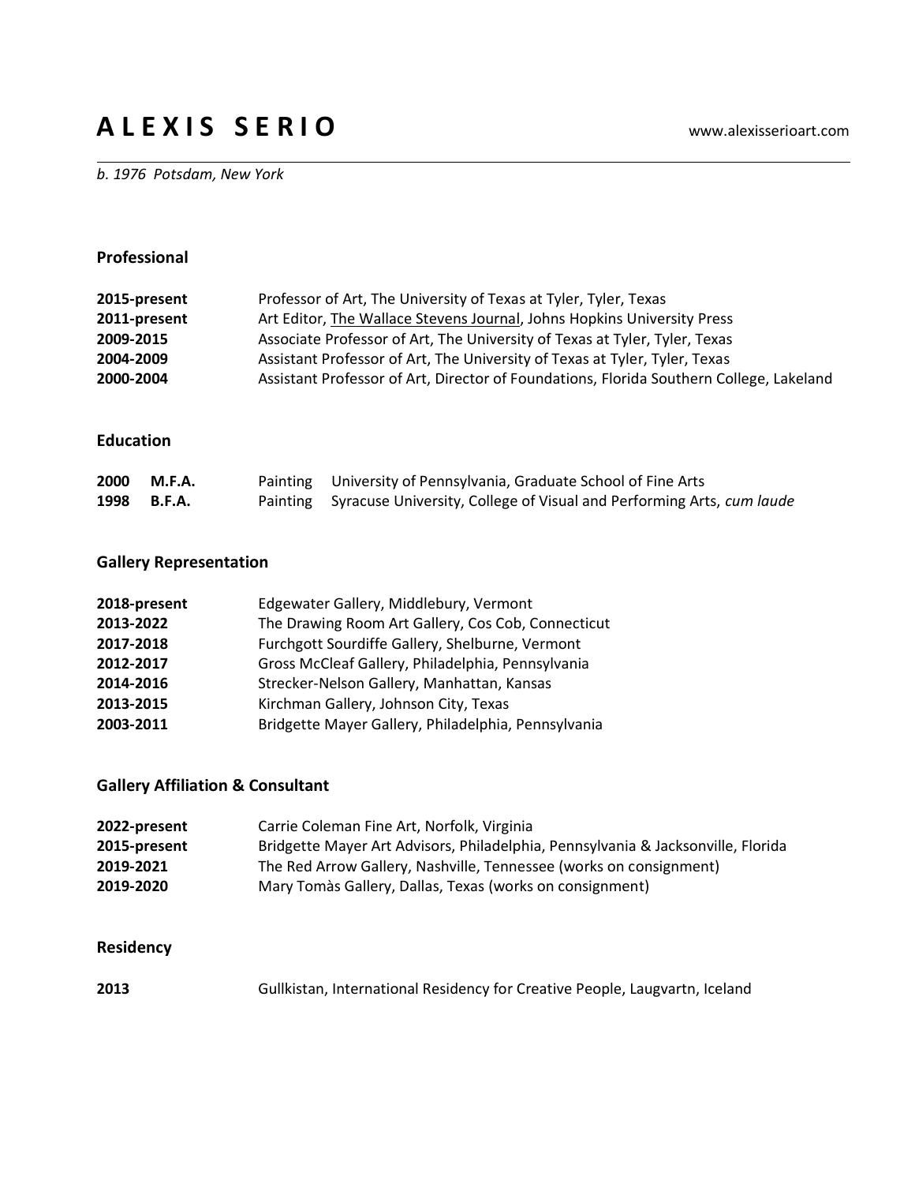# A L E X I S   S E R I O

www.alexisserioart.com

*b. 1976  Potsdam, New York*

## Professional

| | |
|---|---|
| **2015-present** | Professor of Art, The University of Texas at Tyler, Tyler, Texas |
| **2011-present** | Art Editor, The Wallace Stevens Journal, Johns Hopkins University Press |
| **2009-2015** | Associate Professor of Art, The University of Texas at Tyler, Tyler, Texas |
| **2004-2009** | Assistant Professor of Art, The University of Texas at Tyler, Tyler, Texas |
| **2000-2004** | Assistant Professor of Art, Director of Foundations, Florida Southern College, Lakeland |

## Education

| | | | |
|---|---|---|---|
| **2000** | **M.F.A.** | Painting | University of Pennsylvania, Graduate School of Fine Arts |
| **1998** | **B.F.A.** | Painting | Syracuse University, College of Visual and Performing Arts, *cum laude* |

## Gallery Representation

| | |
|---|---|
| **2018-present** | Edgewater Gallery, Middlebury, Vermont |
| **2013-2022** | The Drawing Room Art Gallery, Cos Cob, Connecticut |
| **2017-2018** | Furchgott Sourdiffe Gallery, Shelburne, Vermont |
| **2012-2017** | Gross McCleaf Gallery, Philadelphia, Pennsylvania |
| **2014-2016** | Strecker-Nelson Gallery, Manhattan, Kansas |
| **2013-2015** | Kirchman Gallery, Johnson City, Texas |
| **2003-2011** | Bridgette Mayer Gallery, Philadelphia, Pennsylvania |

## Gallery Affiliation & Consultant

| | |
|---|---|
| **2022-present** | Carrie Coleman Fine Art, Norfolk, Virginia |
| **2015-present** | Bridgette Mayer Art Advisors, Philadelphia, Pennsylvania & Jacksonville, Florida |
| **2019-2021** | The Red Arrow Gallery, Nashville, Tennessee (works on consignment) |
| **2019-2020** | Mary Tomàs Gallery, Dallas, Texas (works on consignment) |

## Residency

| | |
|---|---|
| **2013** | Gullkistan, International Residency for Creative People, Laugvartn, Iceland |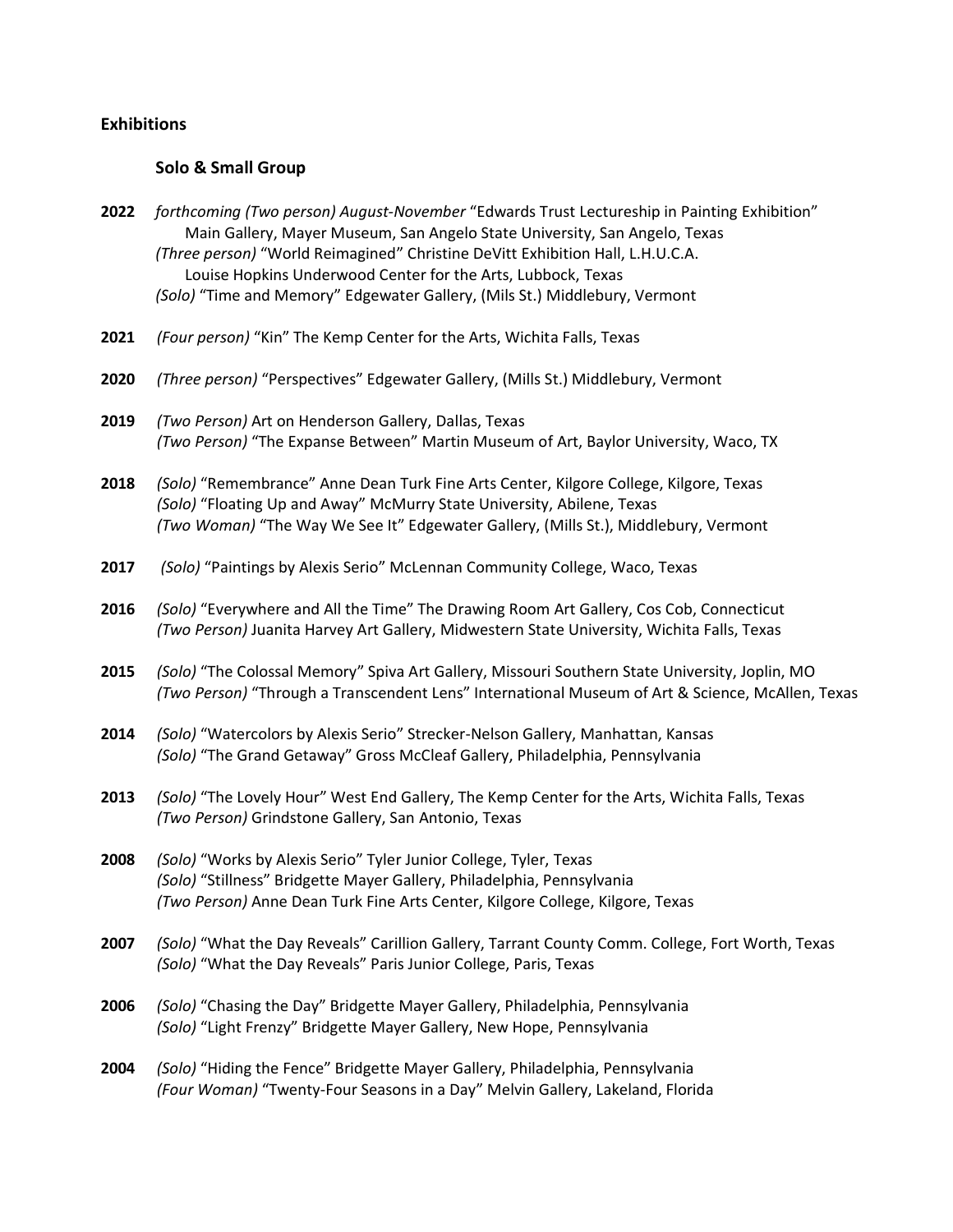## Exhibitions

### Solo & Small Group

**2022** *forthcoming (Two person) August-November* "Edwards Trust Lectureship in Painting Exhibition"
Main Gallery, Mayer Museum, San Angelo State University, San Angelo, Texas
*(Three person)* "World Reimagined" Christine DeVitt Exhibition Hall, L.H.U.C.A.
Louise Hopkins Underwood Center for the Arts, Lubbock, Texas
*(Solo)* "Time and Memory" Edgewater Gallery, (Mils St.) Middlebury, Vermont

**2021** *(Four person)* "Kin" The Kemp Center for the Arts, Wichita Falls, Texas

**2020** *(Three person)* "Perspectives" Edgewater Gallery, (Mills St.) Middlebury, Vermont

**2019** *(Two Person)* Art on Henderson Gallery, Dallas, Texas
*(Two Person)* "The Expanse Between" Martin Museum of Art, Baylor University, Waco, TX

**2018** *(Solo)* "Remembrance" Anne Dean Turk Fine Arts Center, Kilgore College, Kilgore, Texas
*(Solo)* "Floating Up and Away" McMurry State University, Abilene, Texas
*(Two Woman)* "The Way We See It" Edgewater Gallery, (Mills St.), Middlebury, Vermont

**2017** *(Solo)* "Paintings by Alexis Serio" McLennan Community College, Waco, Texas

**2016** *(Solo)* "Everywhere and All the Time" The Drawing Room Art Gallery, Cos Cob, Connecticut
*(Two Person)* Juanita Harvey Art Gallery, Midwestern State University, Wichita Falls, Texas

**2015** *(Solo)* "The Colossal Memory" Spiva Art Gallery, Missouri Southern State University, Joplin, MO
*(Two Person)* "Through a Transcendent Lens" International Museum of Art & Science, McAllen, Texas

**2014** *(Solo)* "Watercolors by Alexis Serio" Strecker-Nelson Gallery, Manhattan, Kansas
*(Solo)* "The Grand Getaway" Gross McCleaf Gallery, Philadelphia, Pennsylvania

**2013** *(Solo)* "The Lovely Hour" West End Gallery, The Kemp Center for the Arts, Wichita Falls, Texas
*(Two Person)* Grindstone Gallery, San Antonio, Texas

**2008** *(Solo)* "Works by Alexis Serio" Tyler Junior College, Tyler, Texas
*(Solo)* "Stillness" Bridgette Mayer Gallery, Philadelphia, Pennsylvania
*(Two Person)* Anne Dean Turk Fine Arts Center, Kilgore College, Kilgore, Texas

**2007** *(Solo)* "What the Day Reveals" Carillion Gallery, Tarrant County Comm. College, Fort Worth, Texas
*(Solo)* "What the Day Reveals" Paris Junior College, Paris, Texas

**2006** *(Solo)* "Chasing the Day" Bridgette Mayer Gallery, Philadelphia, Pennsylvania
*(Solo)* "Light Frenzy" Bridgette Mayer Gallery, New Hope, Pennsylvania

**2004** *(Solo)* "Hiding the Fence" Bridgette Mayer Gallery, Philadelphia, Pennsylvania
*(Four Woman)* "Twenty-Four Seasons in a Day" Melvin Gallery, Lakeland, Florida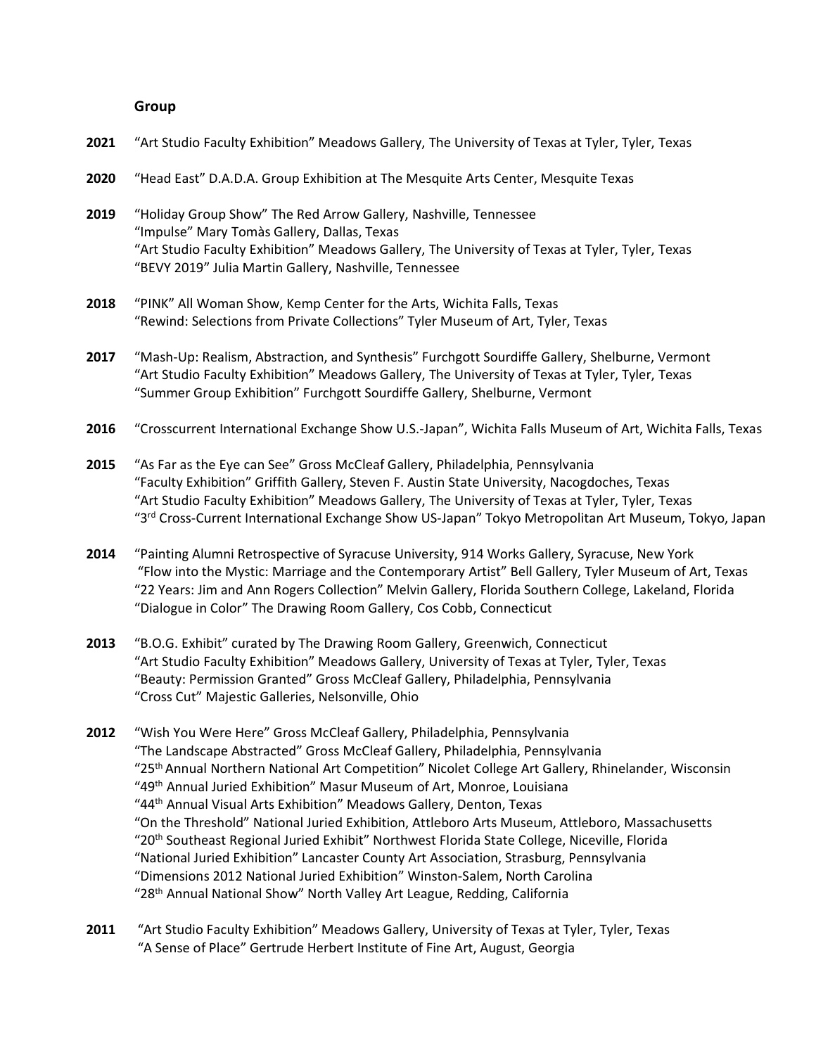## Group

**2021** "Art Studio Faculty Exhibition" Meadows Gallery, The University of Texas at Tyler, Tyler, Texas

**2020** "Head East" D.A.D.A. Group Exhibition at The Mesquite Arts Center, Mesquite Texas

**2019** "Holiday Group Show" The Red Arrow Gallery, Nashville, Tennessee
"Impulse" Mary Tomàs Gallery, Dallas, Texas
"Art Studio Faculty Exhibition" Meadows Gallery, The University of Texas at Tyler, Tyler, Texas
"BEVY 2019" Julia Martin Gallery, Nashville, Tennessee

**2018** "PINK" All Woman Show, Kemp Center for the Arts, Wichita Falls, Texas
"Rewind: Selections from Private Collections" Tyler Museum of Art, Tyler, Texas

**2017** "Mash-Up: Realism, Abstraction, and Synthesis" Furchgott Sourdiffe Gallery, Shelburne, Vermont
"Art Studio Faculty Exhibition" Meadows Gallery, The University of Texas at Tyler, Tyler, Texas
"Summer Group Exhibition" Furchgott Sourdiffe Gallery, Shelburne, Vermont

**2016** "Crosscurrent International Exchange Show U.S.-Japan", Wichita Falls Museum of Art, Wichita Falls, Texas

**2015** "As Far as the Eye can See" Gross McCleaf Gallery, Philadelphia, Pennsylvania
"Faculty Exhibition" Griffith Gallery, Steven F. Austin State University, Nacogdoches, Texas
"Art Studio Faculty Exhibition" Meadows Gallery, The University of Texas at Tyler, Tyler, Texas
"3rd Cross-Current International Exchange Show US-Japan" Tokyo Metropolitan Art Museum, Tokyo, Japan

**2014** "Painting Alumni Retrospective of Syracuse University, 914 Works Gallery, Syracuse, New York
"Flow into the Mystic: Marriage and the Contemporary Artist" Bell Gallery, Tyler Museum of Art, Texas
"22 Years: Jim and Ann Rogers Collection" Melvin Gallery, Florida Southern College, Lakeland, Florida
"Dialogue in Color" The Drawing Room Gallery, Cos Cobb, Connecticut

**2013** "B.O.G. Exhibit" curated by The Drawing Room Gallery, Greenwich, Connecticut
"Art Studio Faculty Exhibition" Meadows Gallery, University of Texas at Tyler, Tyler, Texas
"Beauty: Permission Granted" Gross McCleaf Gallery, Philadelphia, Pennsylvania
"Cross Cut" Majestic Galleries, Nelsonville, Ohio

**2012** "Wish You Were Here" Gross McCleaf Gallery, Philadelphia, Pennsylvania
"The Landscape Abstracted" Gross McCleaf Gallery, Philadelphia, Pennsylvania
"25th Annual Northern National Art Competition" Nicolet College Art Gallery, Rhinelander, Wisconsin
"49th Annual Juried Exhibition" Masur Museum of Art, Monroe, Louisiana
"44th Annual Visual Arts Exhibition" Meadows Gallery, Denton, Texas
"On the Threshold" National Juried Exhibition, Attleboro Arts Museum, Attleboro, Massachusetts
"20th Southeast Regional Juried Exhibit" Northwest Florida State College, Niceville, Florida
"National Juried Exhibition" Lancaster County Art Association, Strasburg, Pennsylvania
"Dimensions 2012 National Juried Exhibition" Winston-Salem, North Carolina
"28th Annual National Show" North Valley Art League, Redding, California

**2011** "Art Studio Faculty Exhibition" Meadows Gallery, University of Texas at Tyler, Tyler, Texas
"A Sense of Place" Gertrude Herbert Institute of Fine Art, August, Georgia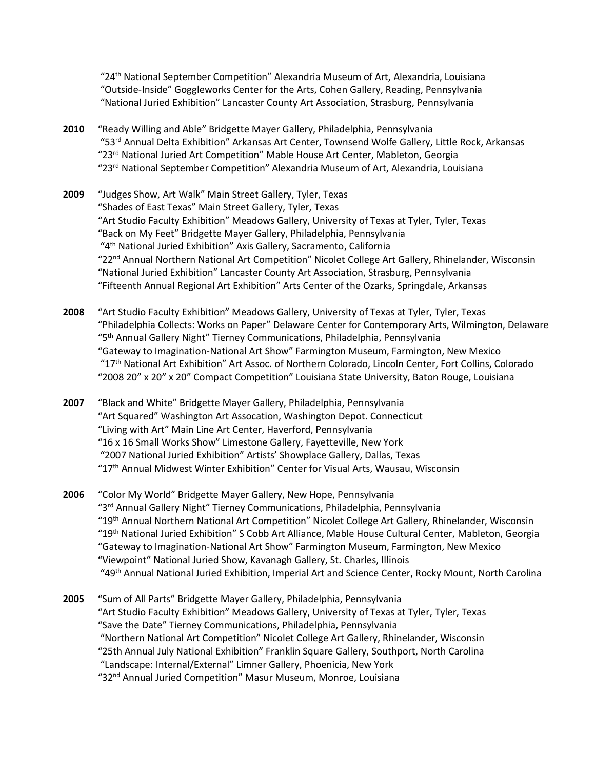"24th National September Competition" Alexandria Museum of Art, Alexandria, Louisiana
"Outside-Inside" Goggleworks Center for the Arts, Cohen Gallery, Reading, Pennsylvania
"National Juried Exhibition" Lancaster County Art Association, Strasburg, Pennsylvania

**2010** "Ready Willing and Able" Bridgette Mayer Gallery, Philadelphia, Pennsylvania
"53rd Annual Delta Exhibition" Arkansas Art Center, Townsend Wolfe Gallery, Little Rock, Arkansas
"23rd National Juried Art Competition" Mable House Art Center, Mableton, Georgia
"23rd National September Competition" Alexandria Museum of Art, Alexandria, Louisiana

**2009** "Judges Show, Art Walk" Main Street Gallery, Tyler, Texas
"Shades of East Texas" Main Street Gallery, Tyler, Texas
"Art Studio Faculty Exhibition" Meadows Gallery, University of Texas at Tyler, Tyler, Texas
"Back on My Feet" Bridgette Mayer Gallery, Philadelphia, Pennsylvania
"4th National Juried Exhibition" Axis Gallery, Sacramento, California
"22nd Annual Northern National Art Competition" Nicolet College Art Gallery, Rhinelander, Wisconsin
"National Juried Exhibition" Lancaster County Art Association, Strasburg, Pennsylvania
"Fifteenth Annual Regional Art Exhibition" Arts Center of the Ozarks, Springdale, Arkansas

**2008** "Art Studio Faculty Exhibition" Meadows Gallery, University of Texas at Tyler, Tyler, Texas
"Philadelphia Collects: Works on Paper" Delaware Center for Contemporary Arts, Wilmington, Delaware
"5th Annual Gallery Night" Tierney Communications, Philadelphia, Pennsylvania
"Gateway to Imagination-National Art Show" Farmington Museum, Farmington, New Mexico
"17th National Art Exhibition" Art Assoc. of Northern Colorado, Lincoln Center, Fort Collins, Colorado
"2008 20" x 20" x 20" Compact Competition" Louisiana State University, Baton Rouge, Louisiana

**2007** "Black and White" Bridgette Mayer Gallery, Philadelphia, Pennsylvania
"Art Squared" Washington Art Assocation, Washington Depot. Connecticut
"Living with Art" Main Line Art Center, Haverford, Pennsylvania
"16 x 16 Small Works Show" Limestone Gallery, Fayetteville, New York
"2007 National Juried Exhibition" Artists' Showplace Gallery, Dallas, Texas
"17th Annual Midwest Winter Exhibition" Center for Visual Arts, Wausau, Wisconsin

**2006** "Color My World" Bridgette Mayer Gallery, New Hope, Pennsylvania
"3rd Annual Gallery Night" Tierney Communications, Philadelphia, Pennsylvania
"19th Annual Northern National Art Competition" Nicolet College Art Gallery, Rhinelander, Wisconsin
"19th National Juried Exhibition" S Cobb Art Alliance, Mable House Cultural Center, Mableton, Georgia
"Gateway to Imagination-National Art Show" Farmington Museum, Farmington, New Mexico
"Viewpoint" National Juried Show, Kavanagh Gallery, St. Charles, Illinois
"49th Annual National Juried Exhibition, Imperial Art and Science Center, Rocky Mount, North Carolina

**2005** "Sum of All Parts" Bridgette Mayer Gallery, Philadelphia, Pennsylvania
"Art Studio Faculty Exhibition" Meadows Gallery, University of Texas at Tyler, Tyler, Texas
"Save the Date" Tierney Communications, Philadelphia, Pennsylvania
"Northern National Art Competition" Nicolet College Art Gallery, Rhinelander, Wisconsin
"25th Annual July National Exhibition" Franklin Square Gallery, Southport, North Carolina
"Landscape: Internal/External" Limner Gallery, Phoenicia, New York
"32nd Annual Juried Competition" Masur Museum, Monroe, Louisiana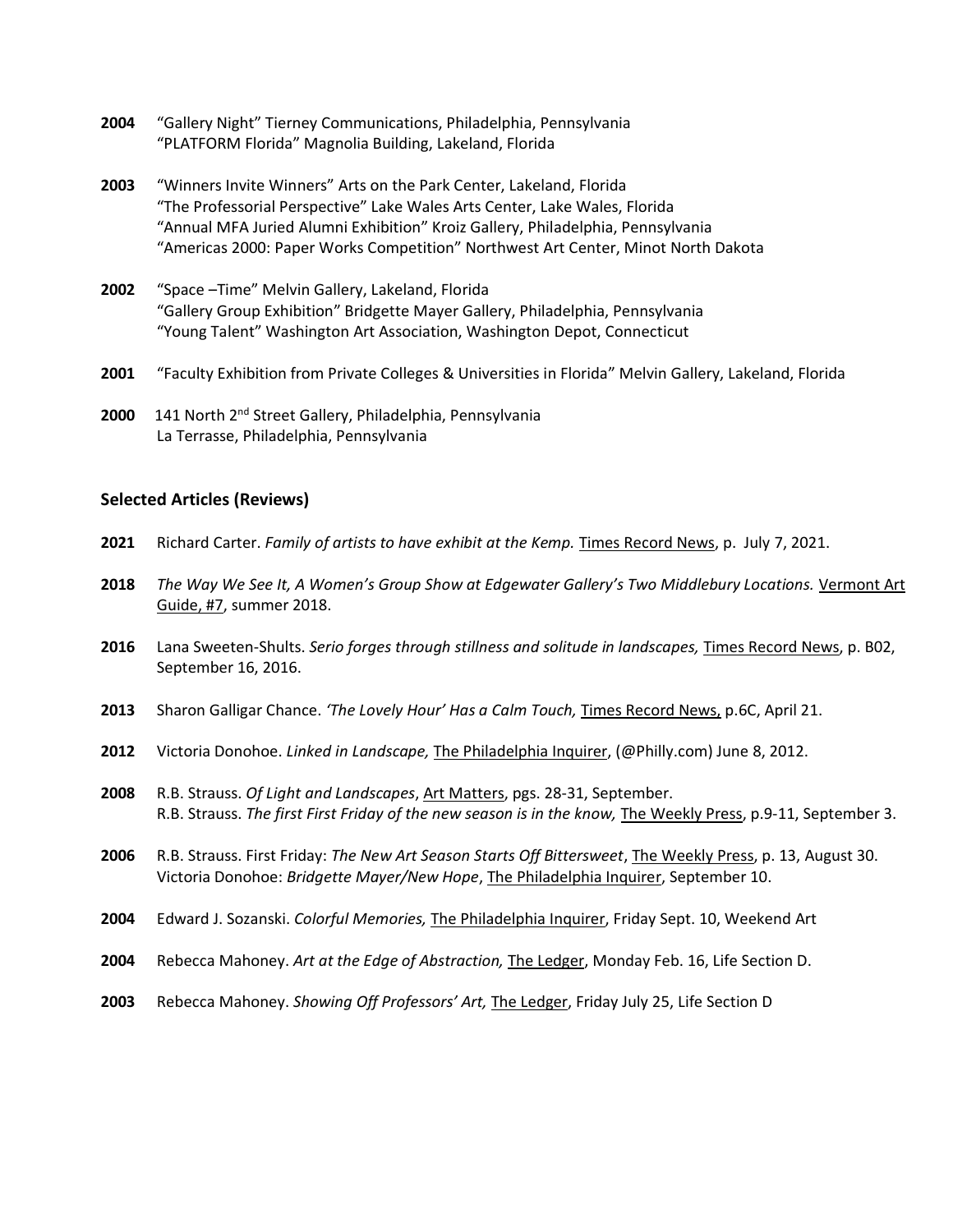**2004** "Gallery Night" Tierney Communications, Philadelphia, Pennsylvania
"PLATFORM Florida" Magnolia Building, Lakeland, Florida

**2003** "Winners Invite Winners" Arts on the Park Center, Lakeland, Florida
"The Professorial Perspective" Lake Wales Arts Center, Lake Wales, Florida
"Annual MFA Juried Alumni Exhibition" Kroiz Gallery, Philadelphia, Pennsylvania
"Americas 2000: Paper Works Competition" Northwest Art Center, Minot North Dakota

**2002** "Space –Time" Melvin Gallery, Lakeland, Florida
"Gallery Group Exhibition" Bridgette Mayer Gallery, Philadelphia, Pennsylvania
"Young Talent" Washington Art Association, Washington Depot, Connecticut

**2001** "Faculty Exhibition from Private Colleges & Universities in Florida" Melvin Gallery, Lakeland, Florida

**2000** 141 North 2nd Street Gallery, Philadelphia, Pennsylvania
La Terrasse, Philadelphia, Pennsylvania

### Selected Articles (Reviews)

**2021** Richard Carter. *Family of artists to have exhibit at the Kemp.* Times Record News, p. July 7, 2021.

**2018** *The Way We See It, A Women's Group Show at Edgewater Gallery's Two Middlebury Locations.* Vermont Art Guide, #7, summer 2018.

**2016** Lana Sweeten-Shults. *Serio forges through stillness and solitude in landscapes,* Times Record News, p. B02, September 16, 2016.

**2013** Sharon Galligar Chance. *'The Lovely Hour' Has a Calm Touch,* Times Record News, p.6C, April 21.

**2012** Victoria Donohoe. *Linked in Landscape,* The Philadelphia Inquirer, (@Philly.com) June 8, 2012.

**2008** R.B. Strauss. *Of Light and Landscapes*, Art Matters, pgs. 28-31, September.
R.B. Strauss. *The first First Friday of the new season is in the know,* The Weekly Press, p.9-11, September 3.

**2006** R.B. Strauss. First Friday: *The New Art Season Starts Off Bittersweet*, The Weekly Press, p. 13, August 30.
Victoria Donohoe: *Bridgette Mayer/New Hope*, The Philadelphia Inquirer, September 10.

**2004** Edward J. Sozanski. *Colorful Memories,* The Philadelphia Inquirer, Friday Sept. 10, Weekend Art

**2004** Rebecca Mahoney. *Art at the Edge of Abstraction,* The Ledger, Monday Feb. 16, Life Section D.

**2003** Rebecca Mahoney. *Showing Off Professors' Art,* The Ledger, Friday July 25, Life Section D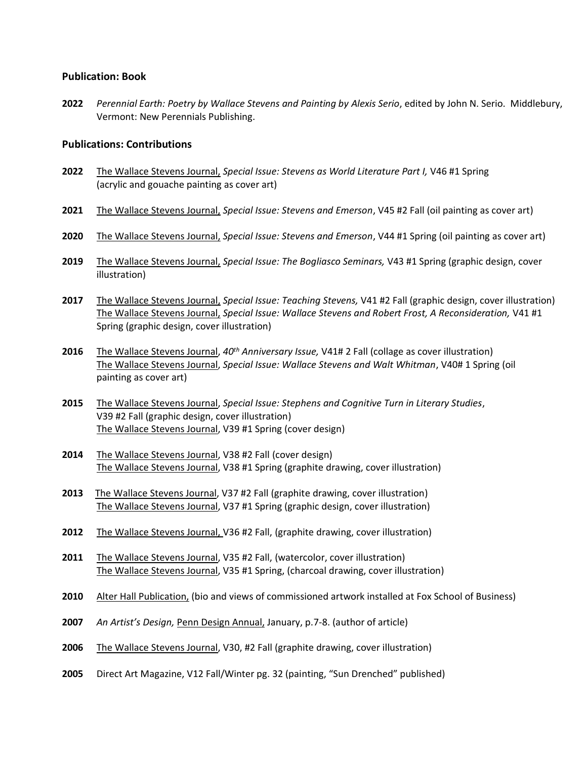### Publication: Book

**2022** *Perennial Earth: Poetry by Wallace Stevens and Painting by Alexis Serio*, edited by John N. Serio. Middlebury, Vermont: New Perennials Publishing.

### Publications: Contributions

**2022** The Wallace Stevens Journal, *Special Issue: Stevens as World Literature Part I,* V46 #1 Spring (acrylic and gouache painting as cover art)

**2021** The Wallace Stevens Journal, *Special Issue: Stevens and Emerson*, V45 #2 Fall (oil painting as cover art)

**2020** The Wallace Stevens Journal, *Special Issue: Stevens and Emerson*, V44 #1 Spring (oil painting as cover art)

**2019** The Wallace Stevens Journal, *Special Issue: The Bogliasco Seminars,* V43 #1 Spring (graphic design, cover illustration)

**2017** The Wallace Stevens Journal, *Special Issue: Teaching Stevens,* V41 #2 Fall (graphic design, cover illustration)
The Wallace Stevens Journal, *Special Issue: Wallace Stevens and Robert Frost, A Reconsideration,* V41 #1 Spring (graphic design, cover illustration)

**2016** The Wallace Stevens Journal, *40th Anniversary Issue,* V41# 2 Fall (collage as cover illustration)
The Wallace Stevens Journal, *Special Issue: Wallace Stevens and Walt Whitman*, V40# 1 Spring (oil painting as cover art)

**2015** The Wallace Stevens Journal, *Special Issue: Stephens and Cognitive Turn in Literary Studies*, V39 #2 Fall (graphic design, cover illustration)
The Wallace Stevens Journal, V39 #1 Spring (cover design)

**2014** The Wallace Stevens Journal, V38 #2 Fall (cover design)
The Wallace Stevens Journal, V38 #1 Spring (graphite drawing, cover illustration)

**2013** The Wallace Stevens Journal, V37 #2 Fall (graphite drawing, cover illustration)
The Wallace Stevens Journal, V37 #1 Spring (graphic design, cover illustration)

**2012** The Wallace Stevens Journal, V36 #2 Fall, (graphite drawing, cover illustration)

**2011** The Wallace Stevens Journal, V35 #2 Fall, (watercolor, cover illustration)
The Wallace Stevens Journal, V35 #1 Spring, (charcoal drawing, cover illustration)

**2010** Alter Hall Publication, (bio and views of commissioned artwork installed at Fox School of Business)

**2007** *An Artist's Design,* Penn Design Annual, January, p.7-8. (author of article)

**2006** The Wallace Stevens Journal, V30, #2 Fall (graphite drawing, cover illustration)

**2005** Direct Art Magazine, V12 Fall/Winter pg. 32 (painting, "Sun Drenched" published)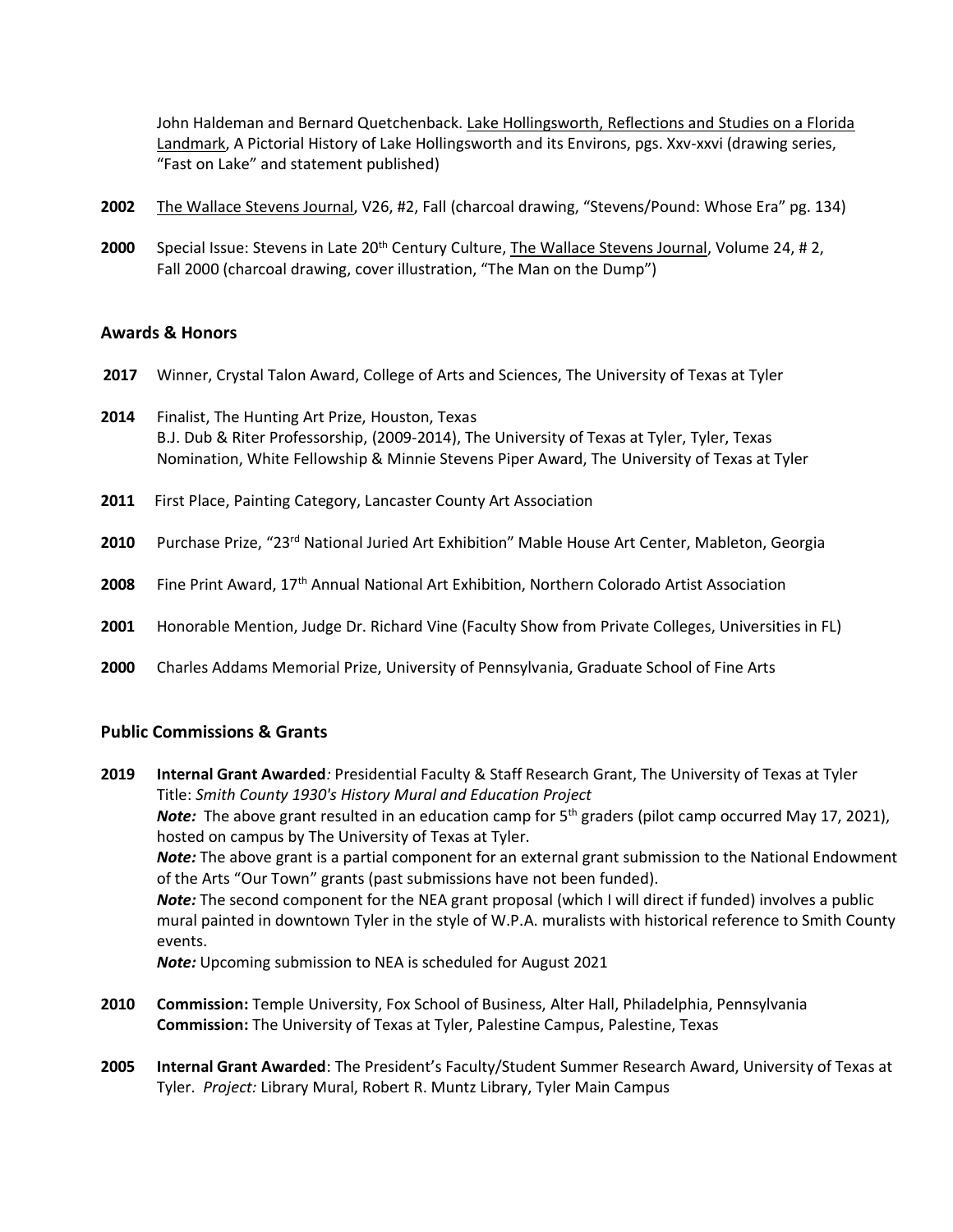John Haldeman and Bernard Quetchenback. Lake Hollingsworth, Reflections and Studies on a Florida Landmark, A Pictorial History of Lake Hollingsworth and its Environs, pgs. Xxv-xxvi (drawing series, "Fast on Lake" and statement published)

**2002** The Wallace Stevens Journal, V26, #2, Fall (charcoal drawing, "Stevens/Pound: Whose Era" pg. 134)

**2000** Special Issue: Stevens in Late 20th Century Culture, The Wallace Stevens Journal, Volume 24, # 2, Fall 2000 (charcoal drawing, cover illustration, "The Man on the Dump")

## Awards & Honors

**2017** Winner, Crystal Talon Award, College of Arts and Sciences, The University of Texas at Tyler

**2014** Finalist, The Hunting Art Prize, Houston, Texas
B.J. Dub & Riter Professorship, (2009-2014), The University of Texas at Tyler, Tyler, Texas
Nomination, White Fellowship & Minnie Stevens Piper Award, The University of Texas at Tyler

**2011** First Place, Painting Category, Lancaster County Art Association

**2010** Purchase Prize, "23rd National Juried Art Exhibition" Mable House Art Center, Mableton, Georgia

**2008** Fine Print Award, 17th Annual National Art Exhibition, Northern Colorado Artist Association

**2001** Honorable Mention, Judge Dr. Richard Vine (Faculty Show from Private Colleges, Universities in FL)

**2000** Charles Addams Memorial Prize, University of Pennsylvania, Graduate School of Fine Arts

## Public Commissions & Grants

**2019** **Internal Grant Awarded***:* Presidential Faculty & Staff Research Grant, The University of Texas at Tyler
Title: *Smith County 1930's History Mural and Education Project*
***Note:*** The above grant resulted in an education camp for 5th graders (pilot camp occurred May 17, 2021), hosted on campus by The University of Texas at Tyler.
***Note:*** The above grant is a partial component for an external grant submission to the National Endowment of the Arts "Our Town" grants (past submissions have not been funded).
***Note:*** The second component for the NEA grant proposal (which I will direct if funded) involves a public mural painted in downtown Tyler in the style of W.P.A. muralists with historical reference to Smith County events.
***Note:*** Upcoming submission to NEA is scheduled for August 2021

**2010** **Commission:** Temple University, Fox School of Business, Alter Hall, Philadelphia, Pennsylvania
**Commission:** The University of Texas at Tyler, Palestine Campus, Palestine, Texas

**2005** **Internal Grant Awarded**: The President's Faculty/Student Summer Research Award, University of Texas at Tyler. *Project:* Library Mural, Robert R. Muntz Library, Tyler Main Campus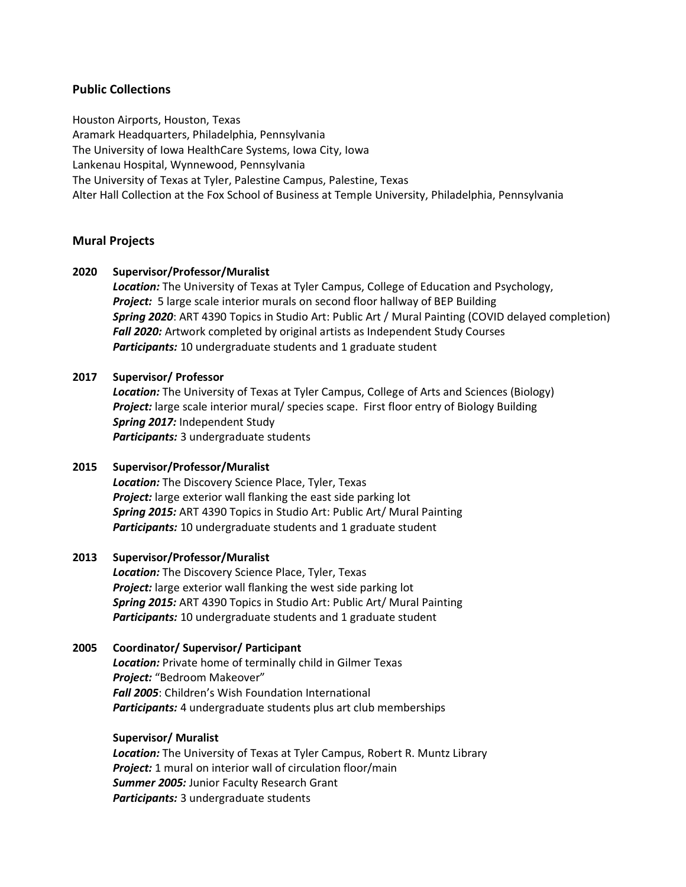## Public Collections

Houston Airports, Houston, Texas
Aramark Headquarters, Philadelphia, Pennsylvania
The University of Iowa HealthCare Systems, Iowa City, Iowa
Lankenau Hospital, Wynnewood, Pennsylvania
The University of Texas at Tyler, Palestine Campus, Palestine, Texas
Alter Hall Collection at the Fox School of Business at Temple University, Philadelphia, Pennsylvania

## Mural Projects

**2020 Supervisor/Professor/Muralist**
***Location:*** The University of Texas at Tyler Campus, College of Education and Psychology,
***Project:*** 5 large scale interior murals on second floor hallway of BEP Building
***Spring 2020***: ART 4390 Topics in Studio Art: Public Art / Mural Painting (COVID delayed completion)
***Fall 2020:*** Artwork completed by original artists as Independent Study Courses
***Participants:*** 10 undergraduate students and 1 graduate student

**2017 Supervisor/ Professor**
***Location:*** The University of Texas at Tyler Campus, College of Arts and Sciences (Biology)
***Project:*** large scale interior mural/ species scape. First floor entry of Biology Building
***Spring 2017:*** Independent Study
***Participants:*** 3 undergraduate students

**2015 Supervisor/Professor/Muralist**
***Location:*** The Discovery Science Place, Tyler, Texas
***Project:*** large exterior wall flanking the east side parking lot
***Spring 2015:*** ART 4390 Topics in Studio Art: Public Art/ Mural Painting
***Participants:*** 10 undergraduate students and 1 graduate student

**2013 Supervisor/Professor/Muralist**
***Location:*** The Discovery Science Place, Tyler, Texas
***Project:*** large exterior wall flanking the west side parking lot
***Spring 2015:*** ART 4390 Topics in Studio Art: Public Art/ Mural Painting
***Participants:*** 10 undergraduate students and 1 graduate student

**2005 Coordinator/ Supervisor/ Participant**
***Location:*** Private home of terminally child in Gilmer Texas
***Project:*** "Bedroom Makeover"
***Fall 2005***: Children's Wish Foundation International
***Participants:*** 4 undergraduate students plus art club memberships

**Supervisor/ Muralist**
***Location:*** The University of Texas at Tyler Campus, Robert R. Muntz Library
***Project:*** 1 mural on interior wall of circulation floor/main
***Summer 2005:*** Junior Faculty Research Grant
***Participants:*** 3 undergraduate students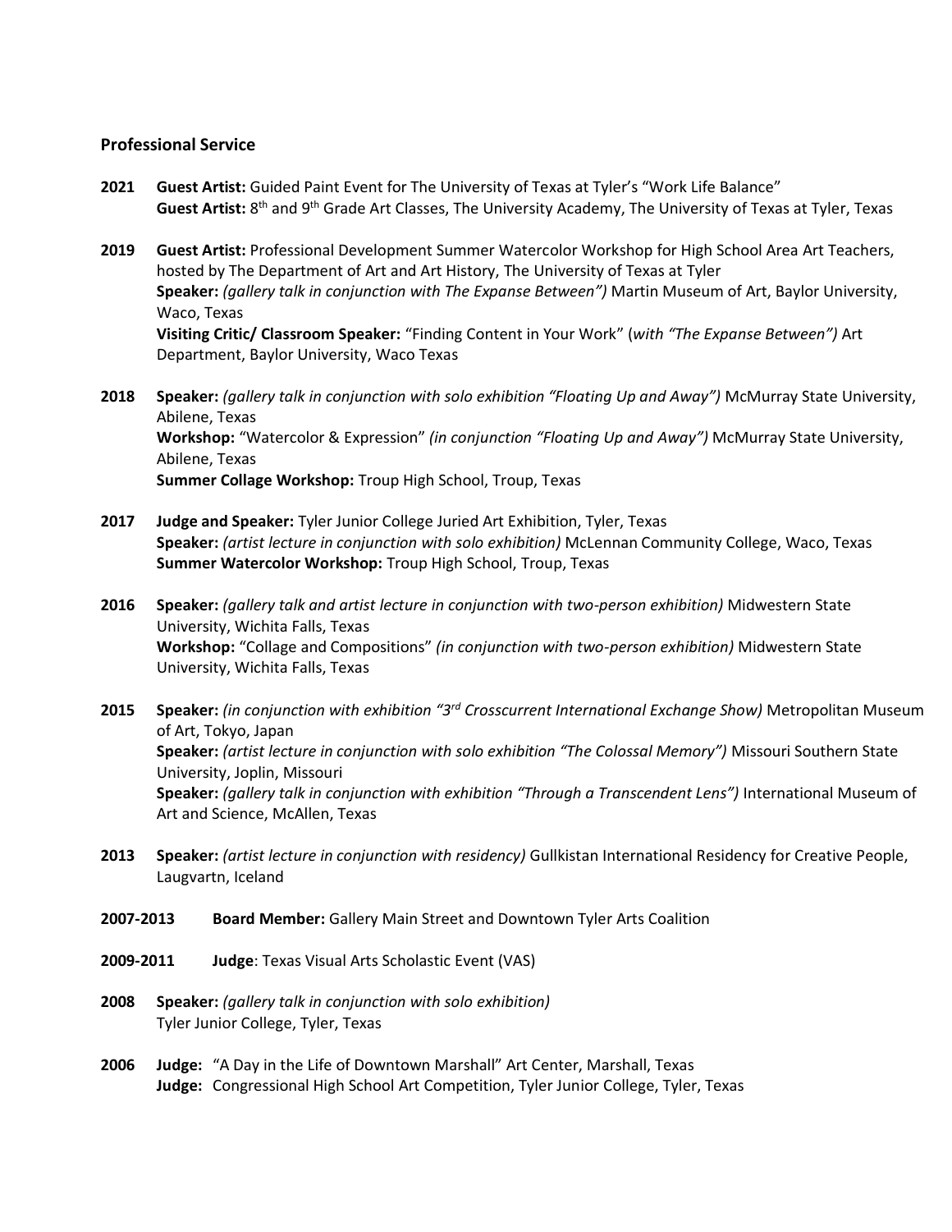## Professional Service

**2021** **Guest Artist:** Guided Paint Event for The University of Texas at Tyler's "Work Life Balance"
**Guest Artist:** 8th and 9th Grade Art Classes, The University Academy, The University of Texas at Tyler, Texas

**2019** **Guest Artist:** Professional Development Summer Watercolor Workshop for High School Area Art Teachers, hosted by The Department of Art and Art History, The University of Texas at Tyler
**Speaker:** *(gallery talk in conjunction with The Expanse Between")* Martin Museum of Art, Baylor University, Waco, Texas
**Visiting Critic/ Classroom Speaker:** "Finding Content in Your Work" (*with "The Expanse Between")* Art Department, Baylor University, Waco Texas

**2018** **Speaker:** *(gallery talk in conjunction with solo exhibition "Floating Up and Away")* McMurray State University, Abilene, Texas
**Workshop:** "Watercolor & Expression" *(in conjunction "Floating Up and Away")* McMurray State University, Abilene, Texas
**Summer Collage Workshop:** Troup High School, Troup, Texas

**2017** **Judge and Speaker:** Tyler Junior College Juried Art Exhibition, Tyler, Texas
**Speaker:** *(artist lecture in conjunction with solo exhibition)* McLennan Community College, Waco, Texas
**Summer Watercolor Workshop:** Troup High School, Troup, Texas

**2016** **Speaker:** *(gallery talk and artist lecture in conjunction with two-person exhibition)* Midwestern State University, Wichita Falls, Texas
**Workshop:** "Collage and Compositions" *(in conjunction with two-person exhibition)* Midwestern State University, Wichita Falls, Texas

**2015** **Speaker:** *(in conjunction with exhibition "3rd Crosscurrent International Exchange Show)* Metropolitan Museum of Art, Tokyo, Japan
**Speaker:** *(artist lecture in conjunction with solo exhibition "The Colossal Memory")* Missouri Southern State University, Joplin, Missouri
**Speaker:** *(gallery talk in conjunction with exhibition "Through a Transcendent Lens")* International Museum of Art and Science, McAllen, Texas

**2013** **Speaker:** *(artist lecture in conjunction with residency)* Gullkistan International Residency for Creative People, Laugvartn, Iceland

**2007-2013** **Board Member:** Gallery Main Street and Downtown Tyler Arts Coalition

**2009-2011** **Judge**: Texas Visual Arts Scholastic Event (VAS)

**2008** **Speaker:** *(gallery talk in conjunction with solo exhibition)*
Tyler Junior College, Tyler, Texas

**2006** **Judge:** "A Day in the Life of Downtown Marshall" Art Center, Marshall, Texas
**Judge:** Congressional High School Art Competition, Tyler Junior College, Tyler, Texas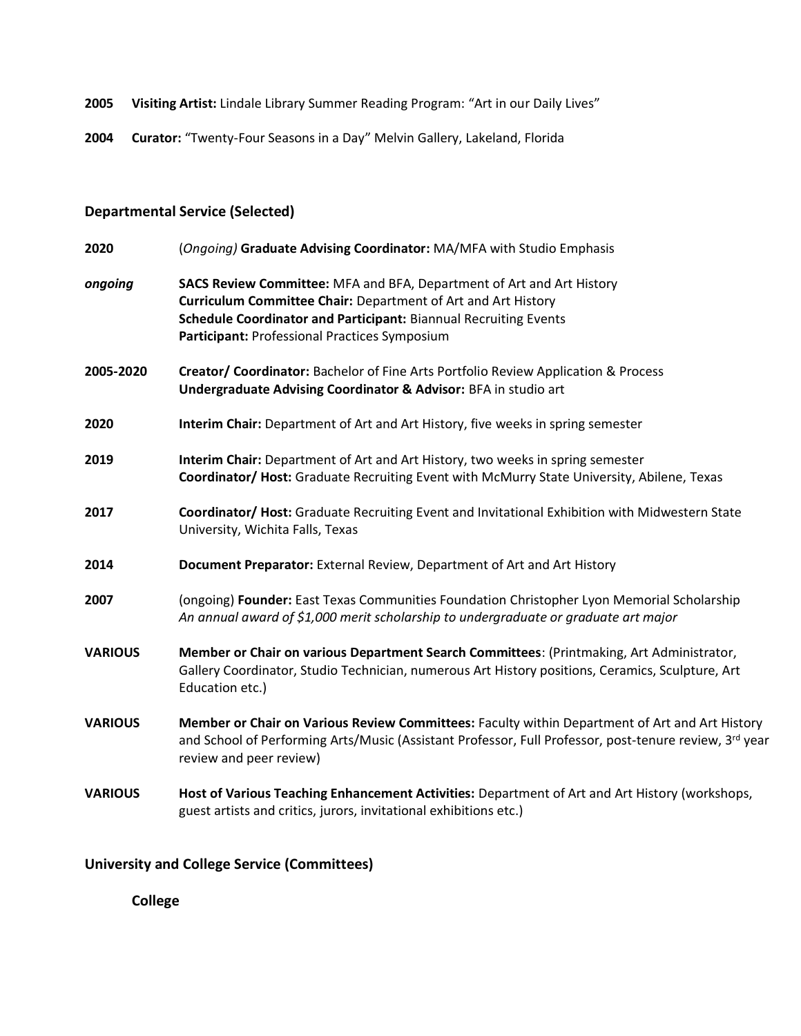**2005** **Visiting Artist:** Lindale Library Summer Reading Program: "Art in our Daily Lives"

**2004** **Curator:** "Twenty-Four Seasons in a Day" Melvin Gallery, Lakeland, Florida

## Departmental Service (Selected)

**2020** (*Ongoing)* **Graduate Advising Coordinator:** MA/MFA with Studio Emphasis

***ongoing*** **SACS Review Committee:** MFA and BFA, Department of Art and Art History
**Curriculum Committee Chair:** Department of Art and Art History
**Schedule Coordinator and Participant:** Biannual Recruiting Events
**Participant:** Professional Practices Symposium

**2005-2020** **Creator/ Coordinator:** Bachelor of Fine Arts Portfolio Review Application & Process
**Undergraduate Advising Coordinator & Advisor:** BFA in studio art

**2020** **Interim Chair:** Department of Art and Art History, five weeks in spring semester

**2019** **Interim Chair:** Department of Art and Art History, two weeks in spring semester
**Coordinator/ Host:** Graduate Recruiting Event with McMurry State University, Abilene, Texas

**2017** **Coordinator/ Host:** Graduate Recruiting Event and Invitational Exhibition with Midwestern State University, Wichita Falls, Texas

**2014** **Document Preparator:** External Review, Department of Art and Art History

**2007** (ongoing) **Founder:** East Texas Communities Foundation Christopher Lyon Memorial Scholarship
*An annual award of $1,000 merit scholarship to undergraduate or graduate art major*

**VARIOUS** **Member or Chair on various Department Search Committees**: (Printmaking, Art Administrator, Gallery Coordinator, Studio Technician, numerous Art History positions, Ceramics, Sculpture, Art Education etc.)

**VARIOUS** **Member or Chair on Various Review Committees:** Faculty within Department of Art and Art History and School of Performing Arts/Music (Assistant Professor, Full Professor, post-tenure review, 3rd year review and peer review)

**VARIOUS** **Host of Various Teaching Enhancement Activities:** Department of Art and Art History (workshops, guest artists and critics, jurors, invitational exhibitions etc.)

## University and College Service (Committees)

### College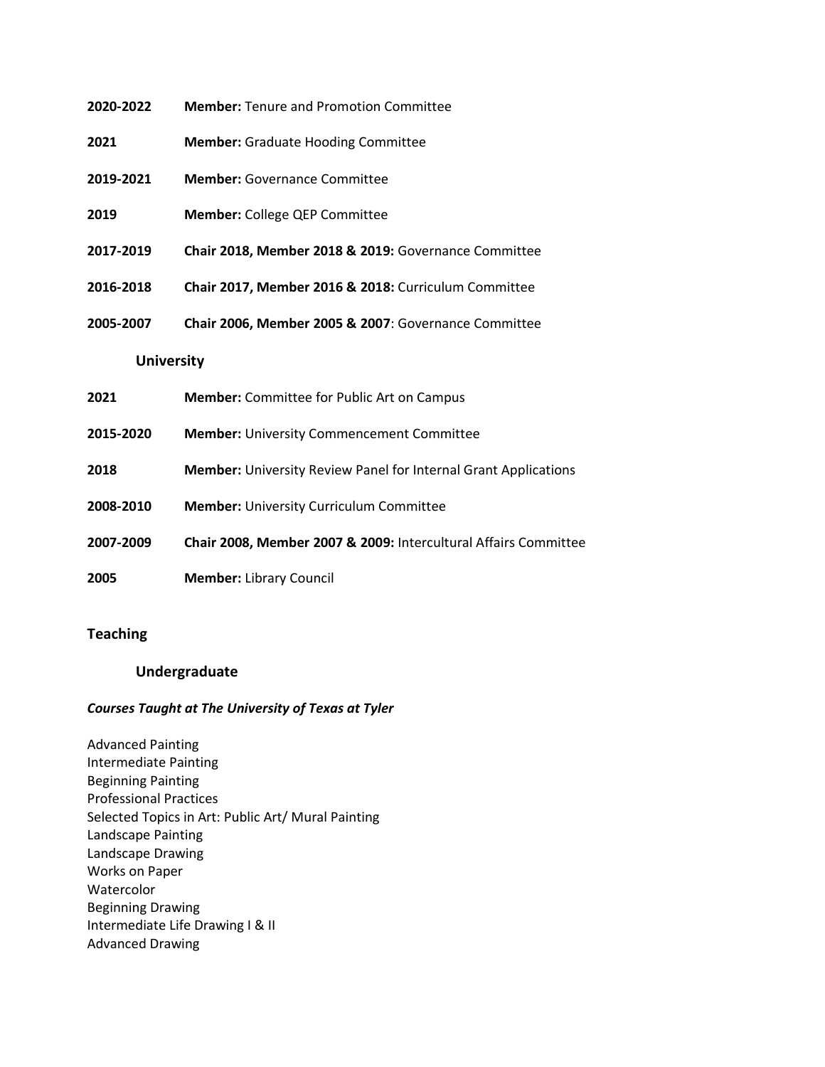**2020-2022** **Member:** Tenure and Promotion Committee

**2021** **Member:** Graduate Hooding Committee

**2019-2021** **Member:** Governance Committee

**2019** **Member:** College QEP Committee

**2017-2019** **Chair 2018, Member 2018 & 2019:** Governance Committee

**2016-2018** **Chair 2017, Member 2016 & 2018:** Curriculum Committee

**2005-2007** **Chair 2006, Member 2005 & 2007**: Governance Committee

### University

**2021** **Member:** Committee for Public Art on Campus

**2015-2020** **Member:** University Commencement Committee

**2018** **Member:** University Review Panel for Internal Grant Applications

**2008-2010** **Member:** University Curriculum Committee

**2007-2009** **Chair 2008, Member 2007 & 2009:** Intercultural Affairs Committee

**2005** **Member:** Library Council

## Teaching

### Undergraduate

***Courses Taught at The University of Texas at Tyler***

Advanced Painting
Intermediate Painting
Beginning Painting
Professional Practices
Selected Topics in Art: Public Art/ Mural Painting
Landscape Painting
Landscape Drawing
Works on Paper
Watercolor
Beginning Drawing
Intermediate Life Drawing I & II
Advanced Drawing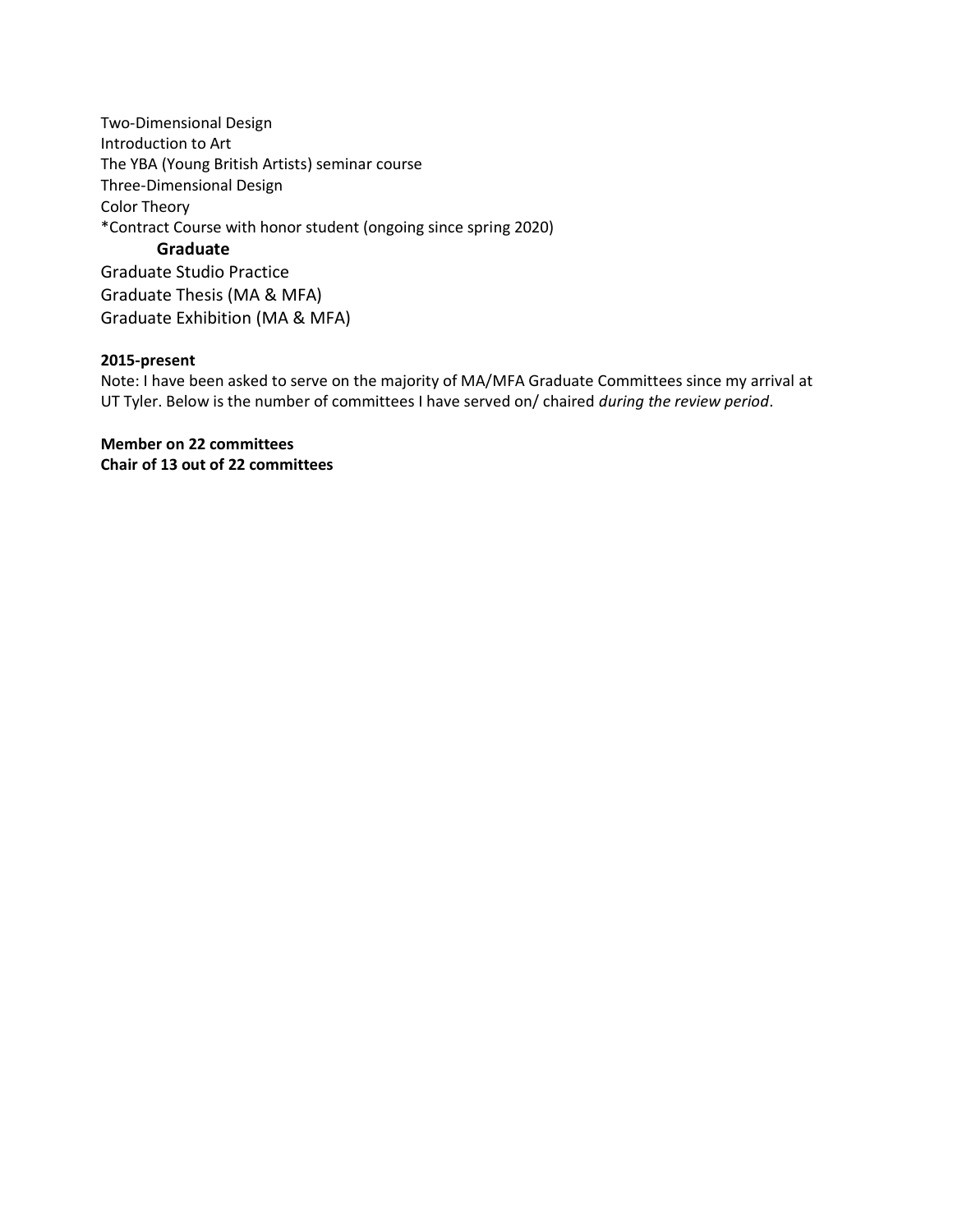Two-Dimensional Design
Introduction to Art
The YBA (Young British Artists) seminar course
Three-Dimensional Design
Color Theory
*Contract Course with honor student (ongoing since spring 2020)

**Graduate**

Graduate Studio Practice
Graduate Thesis (MA & MFA)
Graduate Exhibition (MA & MFA)

**2015-present**

Note: I have been asked to serve on the majority of MA/MFA Graduate Committees since my arrival at UT Tyler. Below is the number of committees I have served on/ chaired *during the review period*.

**Member on 22 committees**
**Chair of 13 out of 22 committees**